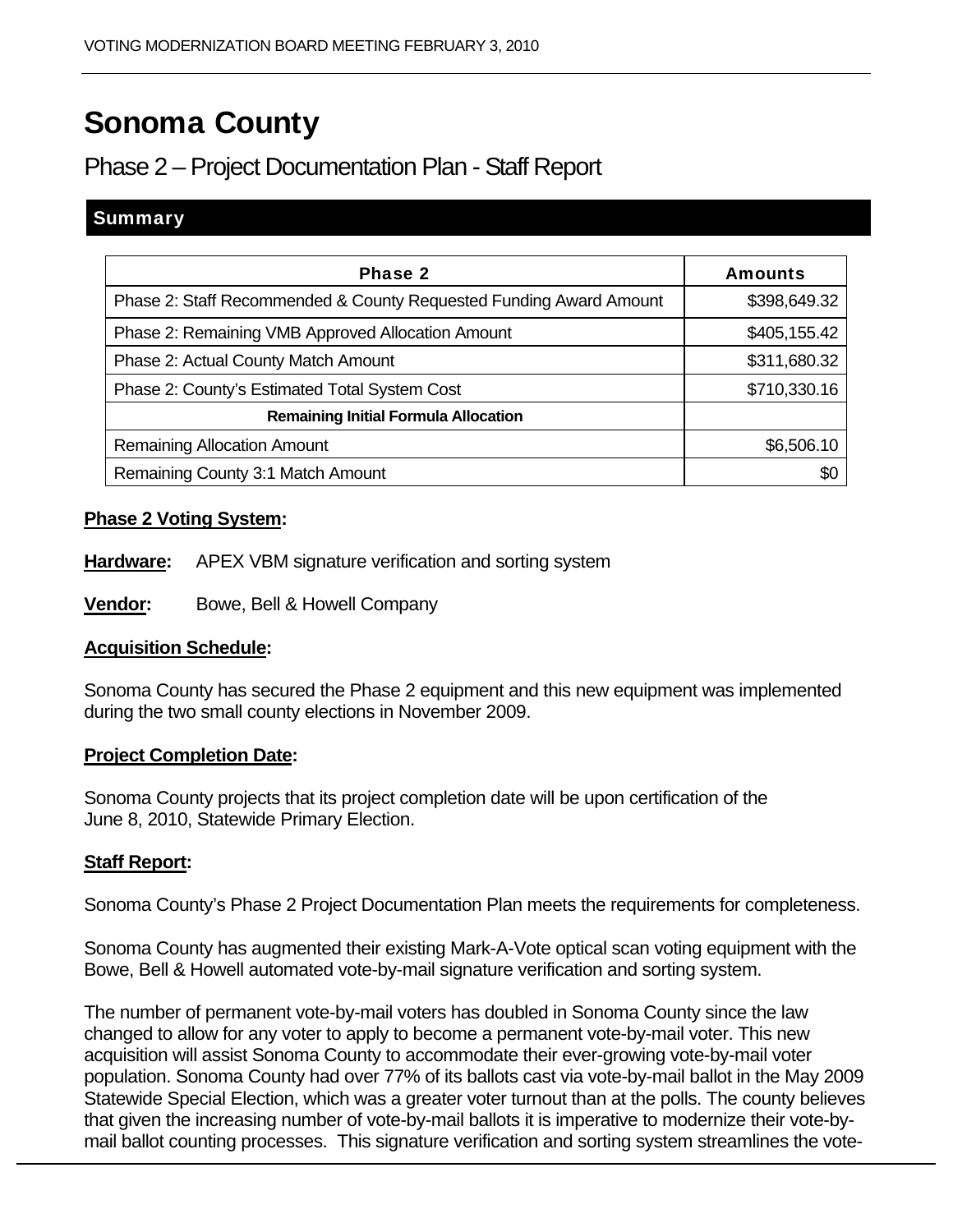# Sonoma County

## Phase 2 – Project Documentation Plan - Staff Report

### Summary

| Phase 2 | Amounts |
|---|---|
| Phase 2: Staff Recommended & County Requested Funding Award Amount | $398,649.32 |
| Phase 2: Remaining VMB Approved Allocation Amount | $405,155.42 |
| Phase 2: Actual County Match Amount | $311,680.32 |
| Phase 2: County's Estimated Total System Cost | $710,330.16 |
| **Remaining Initial Formula Allocation** | |
| Remaining Allocation Amount | $6,506.10 |
| Remaining County 3:1 Match Amount | $0 |

**Phase 2 Voting System:**

**Hardware:** APEX VBM signature verification and sorting system

**Vendor:** Bowe, Bell & Howell Company

**Acquisition Schedule:**

Sonoma County has secured the Phase 2 equipment and this new equipment was implemented during the two small county elections in November 2009.

**Project Completion Date:**

Sonoma County projects that its project completion date will be upon certification of the June 8, 2010, Statewide Primary Election.

**Staff Report:**

Sonoma County's Phase 2 Project Documentation Plan meets the requirements for completeness.

Sonoma County has augmented their existing Mark-A-Vote optical scan voting equipment with the Bowe, Bell & Howell automated vote-by-mail signature verification and sorting system.

The number of permanent vote-by-mail voters has doubled in Sonoma County since the law changed to allow for any voter to apply to become a permanent vote-by-mail voter. This new acquisition will assist Sonoma County to accommodate their ever-growing vote-by-mail voter population. Sonoma County had over 77% of its ballots cast via vote-by-mail ballot in the May 2009 Statewide Special Election, which was a greater voter turnout than at the polls. The county believes that given the increasing number of vote-by-mail ballots it is imperative to modernize their vote-by-mail ballot counting processes. This signature verification and sorting system streamlines the vote-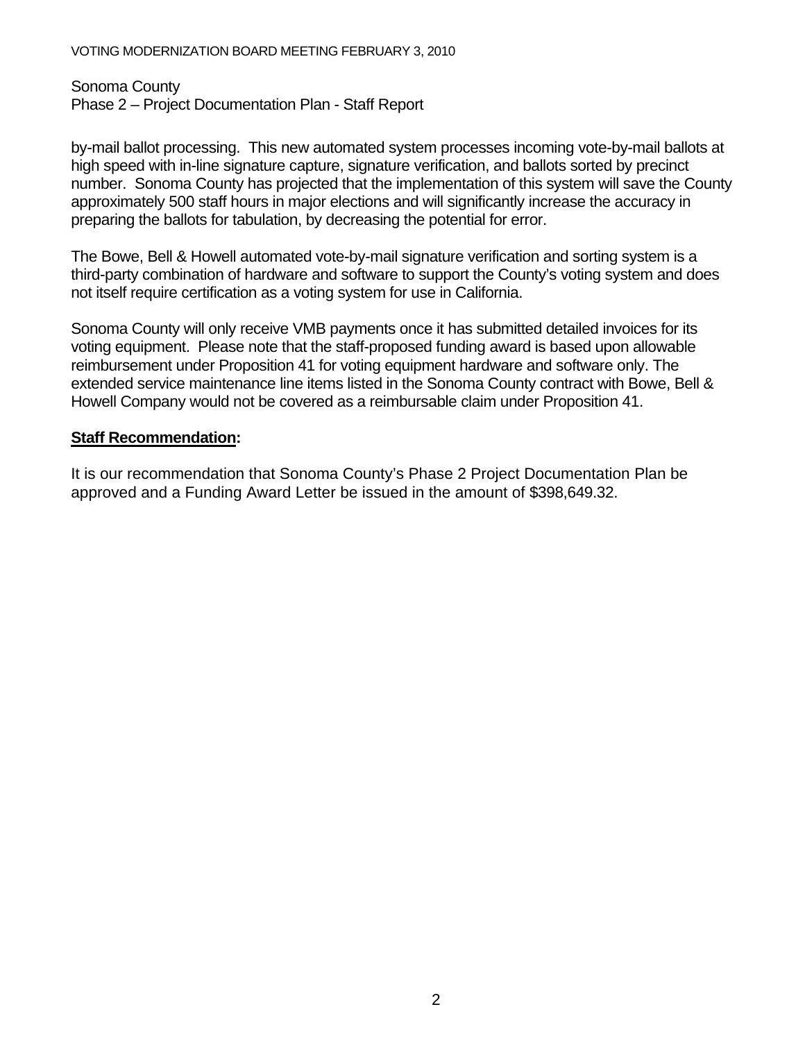by-mail ballot processing. This new automated system processes incoming vote-by-mail ballots at high speed with in-line signature capture, signature verification, and ballots sorted by precinct number. Sonoma County has projected that the implementation of this system will save the County approximately 500 staff hours in major elections and will significantly increase the accuracy in preparing the ballots for tabulation, by decreasing the potential for error.

The Bowe, Bell & Howell automated vote-by-mail signature verification and sorting system is a third-party combination of hardware and software to support the County's voting system and does not itself require certification as a voting system for use in California.

Sonoma County will only receive VMB payments once it has submitted detailed invoices for its voting equipment. Please note that the staff-proposed funding award is based upon allowable reimbursement under Proposition 41 for voting equipment hardware and software only. The extended service maintenance line items listed in the Sonoma County contract with Bowe, Bell & Howell Company would not be covered as a reimbursable claim under Proposition 41.

**Staff Recommendation:**

It is our recommendation that Sonoma County's Phase 2 Project Documentation Plan be approved and a Funding Award Letter be issued in the amount of $398,649.32.